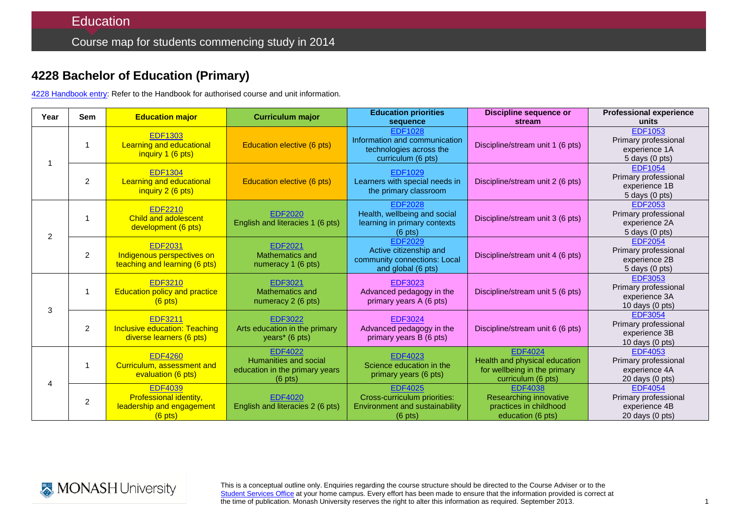Education

Course map for students commencing study in 2014

## 4228 Bachelor of Education (Primary)

4228 Handbook entry: Refer to the Handbook for authorised course and unit information.

| Year | Sem | Education major | Curriculum major | Education priorities sequence | Discipline sequence or stream | Professional experience units |
|---|---|---|---|---|---|---|
| 1 | 1 | EDF1303 Learning and educational inquiry 1 (6 pts) | Education elective (6 pts) | EDF1028 Information and communication technologies across the curriculum (6 pts) | Discipline/stream unit 1 (6 pts) | EDF1053 Primary professional experience 1A 5 days (0 pts) |
| | 2 | EDF1304 Learning and educational inquiry 2 (6 pts) | Education elective (6 pts) | EDF1029 Learners with special needs in the primary classroom | Discipline/stream unit 2 (6 pts) | EDF1054 Primary professional experience 1B 5 days (0 pts) |
| 2 | 1 | EDF2210 Child and adolescent development (6 pts) | EDF2020 English and literacies 1 (6 pts) | EDF2028 Health, wellbeing and social learning in primary contexts (6 pts) | Discipline/stream unit 3 (6 pts) | EDF2053 Primary professional experience 2A 5 days (0 pts) |
| | 2 | EDF2031 Indigenous perspectives on teaching and learning (6 pts) | EDF2021 Mathematics and numeracy 1 (6 pts) | EDF2029 Active citizenship and community connections: Local and global (6 pts) | Discipline/stream unit 4 (6 pts) | EDF2054 Primary professional experience 2B 5 days (0 pts) |
| 3 | 1 | EDF3210 Education policy and practice (6 pts) | EDF3021 Mathematics and numeracy 2 (6 pts) | EDF3023 Advanced pedagogy in the primary years A (6 pts) | Discipline/stream unit 5 (6 pts) | EDF3053 Primary professional experience 3A 10 days (0 pts) |
| | 2 | EDF3211 Inclusive education: Teaching diverse learners (6 pts) | EDF3022 Arts education in the primary years* (6 pts) | EDF3024 Advanced pedagogy in the primary years B (6 pts) | Discipline/stream unit 6 (6 pts) | EDF3054 Primary professional experience 3B 10 days (0 pts) |
| 4 | 1 | EDF4260 Curriculum, assessment and evaluation (6 pts) | EDF4022 Humanities and social education in the primary years (6 pts) | EDF4023 Science education in the primary years (6 pts) | EDF4024 Health and physical education for wellbeing in the primary curriculum (6 pts) | EDF4053 Primary professional experience 4A 20 days (0 pts) |
| | 2 | EDF4039 Professional identity, leadership and engagement (6 pts) | EDF4020 English and literacies 2 (6 pts) | EDF4025 Cross-curriculum priorities: Environment and sustainability (6 pts) | EDF4038 Researching innovative practices in childhood education (6 pts) | EDF4054 Primary professional experience 4B 20 days (0 pts) |

MONASH University

This is a conceptual outline only. Enquiries regarding the course structure should be directed to the Course Adviser or to the Student Services Office at your home campus. Every effort has been made to ensure that the information provided is correct at the time of publication. Monash University reserves the right to alter this information as required. September 2013.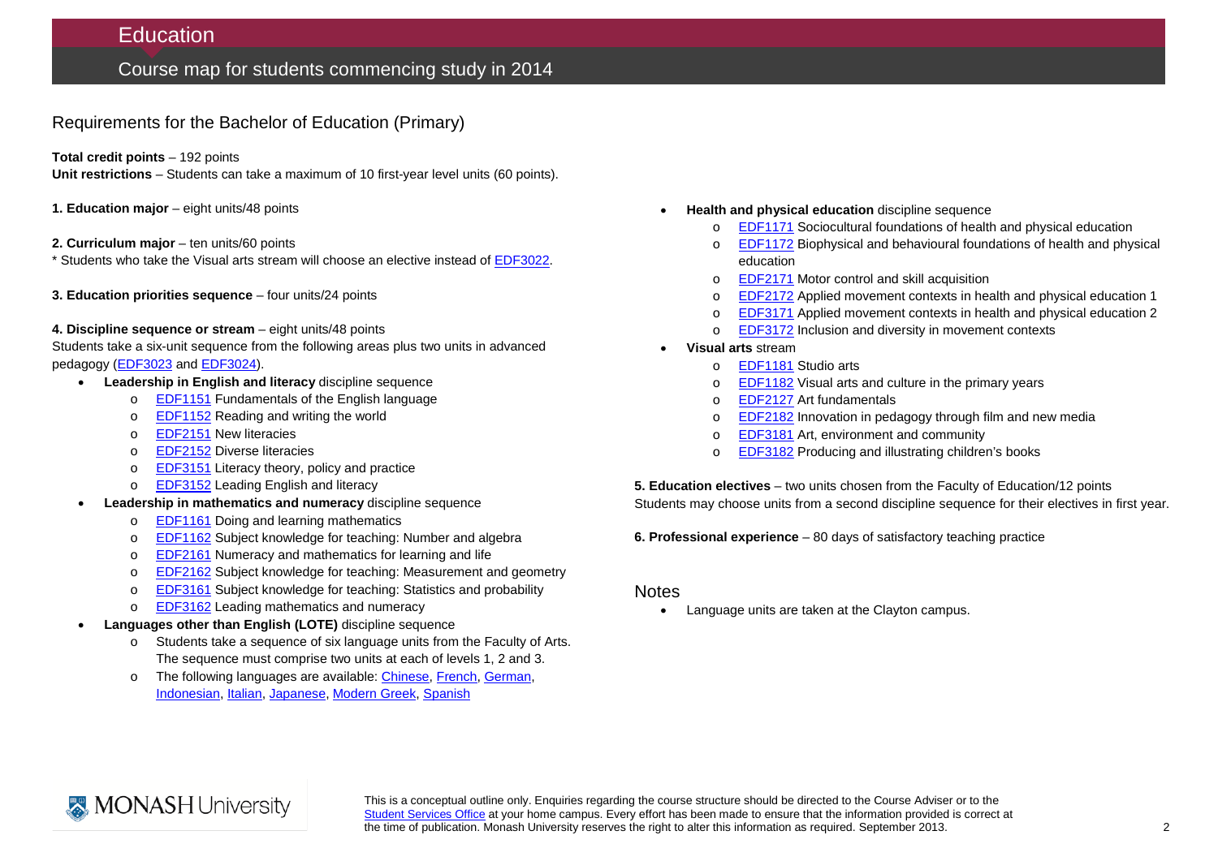# Education

## Course map for students commencing study in 2014

### Requirements for the Bachelor of Education (Primary)

**Total credit points** – 192 points
**Unit restrictions** – Students can take a maximum of 10 first-year level units (60 points).

**1. Education major** – eight units/48 points

**2. Curriculum major** – ten units/60 points
* Students who take the Visual arts stream will choose an elective instead of EDF3022.

**3. Education priorities sequence** – four units/24 points

**4. Discipline sequence or stream** – eight units/48 points
Students take a six-unit sequence from the following areas plus two units in advanced pedagogy (EDF3023 and EDF3024).

- **Leadership in English and literacy** discipline sequence
  - EDF1151 Fundamentals of the English language
  - EDF1152 Reading and writing the world
  - EDF2151 New literacies
  - EDF2152 Diverse literacies
  - EDF3151 Literacy theory, policy and practice
  - EDF3152 Leading English and literacy
- **Leadership in mathematics and numeracy** discipline sequence
  - EDF1161 Doing and learning mathematics
  - EDF1162 Subject knowledge for teaching: Number and algebra
  - EDF2161 Numeracy and mathematics for learning and life
  - EDF2162 Subject knowledge for teaching: Measurement and geometry
  - EDF3161 Subject knowledge for teaching: Statistics and probability
  - EDF3162 Leading mathematics and numeracy
- **Languages other than English (LOTE)** discipline sequence
  - Students take a sequence of six language units from the Faculty of Arts. The sequence must comprise two units at each of levels 1, 2 and 3.
  - The following languages are available: Chinese, French, German, Indonesian, Italian, Japanese, Modern Greek, Spanish
- **Health and physical education** discipline sequence
  - EDF1171 Sociocultural foundations of health and physical education
  - EDF1172 Biophysical and behavioural foundations of health and physical education
  - EDF2171 Motor control and skill acquisition
  - EDF2172 Applied movement contexts in health and physical education 1
  - EDF3171 Applied movement contexts in health and physical education 2
  - EDF3172 Inclusion and diversity in movement contexts
- **Visual arts** stream
  - EDF1181 Studio arts
  - EDF1182 Visual arts and culture in the primary years
  - EDF2127 Art fundamentals
  - EDF2182 Innovation in pedagogy through film and new media
  - EDF3181 Art, environment and community
  - EDF3182 Producing and illustrating children's books

**5. Education electives** – two units chosen from the Faculty of Education/12 points
Students may choose units from a second discipline sequence for their electives in first year.

**6. Professional experience** – 80 days of satisfactory teaching practice

### Notes

- Language units are taken at the Clayton campus.

This is a conceptual outline only. Enquiries regarding the course structure should be directed to the Course Adviser or to the Student Services Office at your home campus. Every effort has been made to ensure that the information provided is correct at the time of publication. Monash University reserves the right to alter this information as required. September 2013.